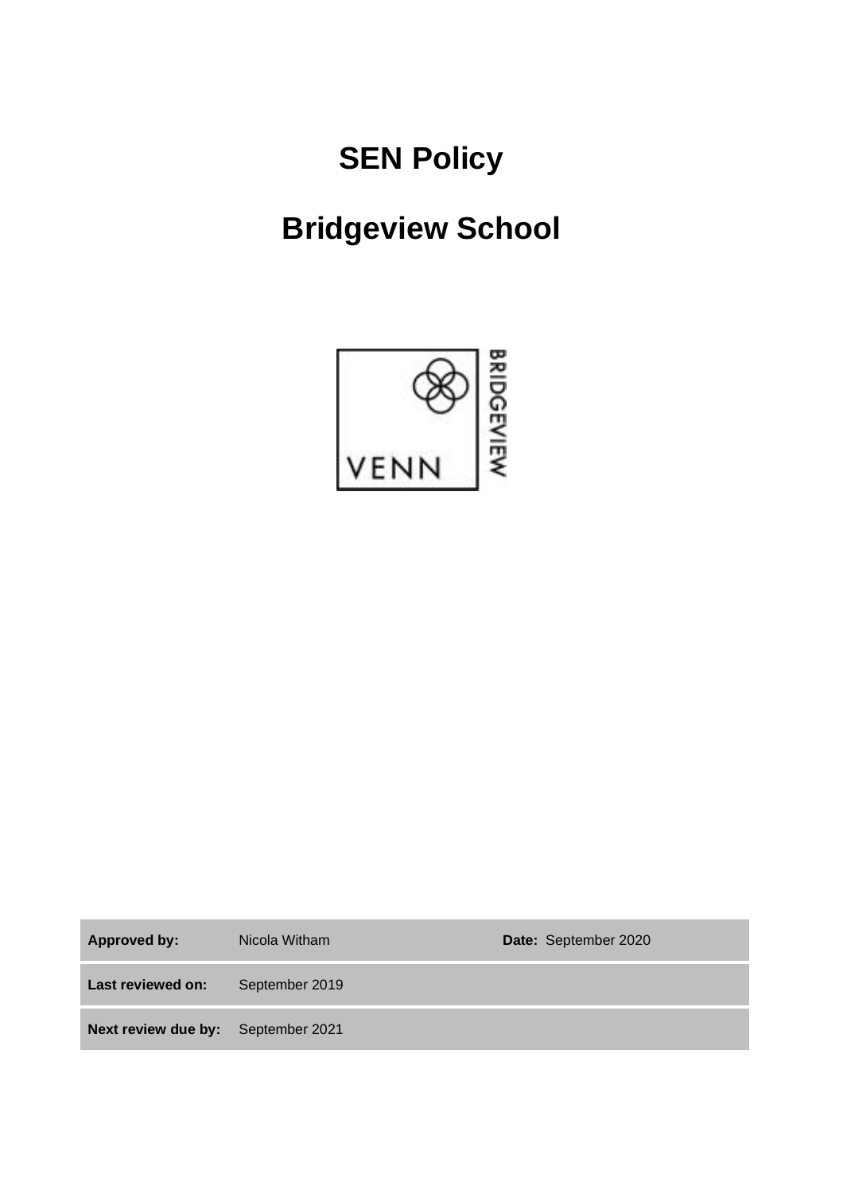# SEN Policy

# Bridgeview School

| Approved by: | Nicola Witham | Date: September 2020 |
| --- | --- | --- |
| Last reviewed on: | September 2019 | |
| Next review due by: | September 2021 | |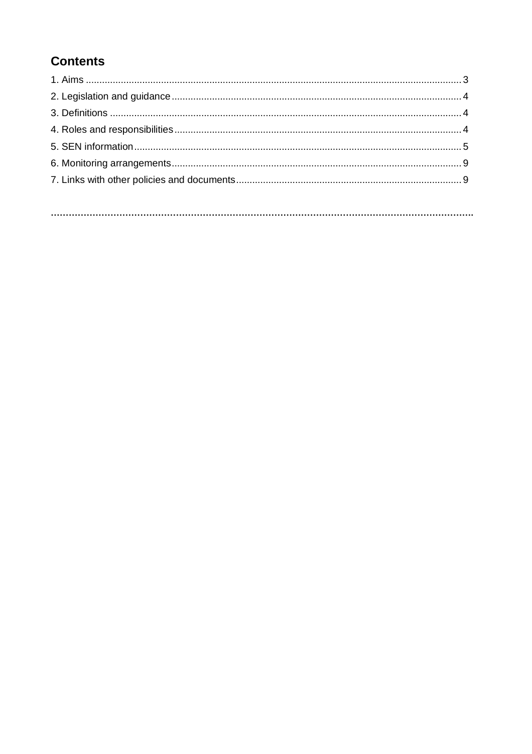## Contents

1. Aims .......................................................................................................................................... 3
2. Legislation and guidance .......................................................................................................... 4
3. Definitions ................................................................................................................................. 4
4. Roles and responsibilities ......................................................................................................... 4
5. SEN information ........................................................................................................................ 5
6. Monitoring arrangements .......................................................................................................... 9
7. Links with other policies and documents ................................................................................... 9

**...............................................................................................................................................**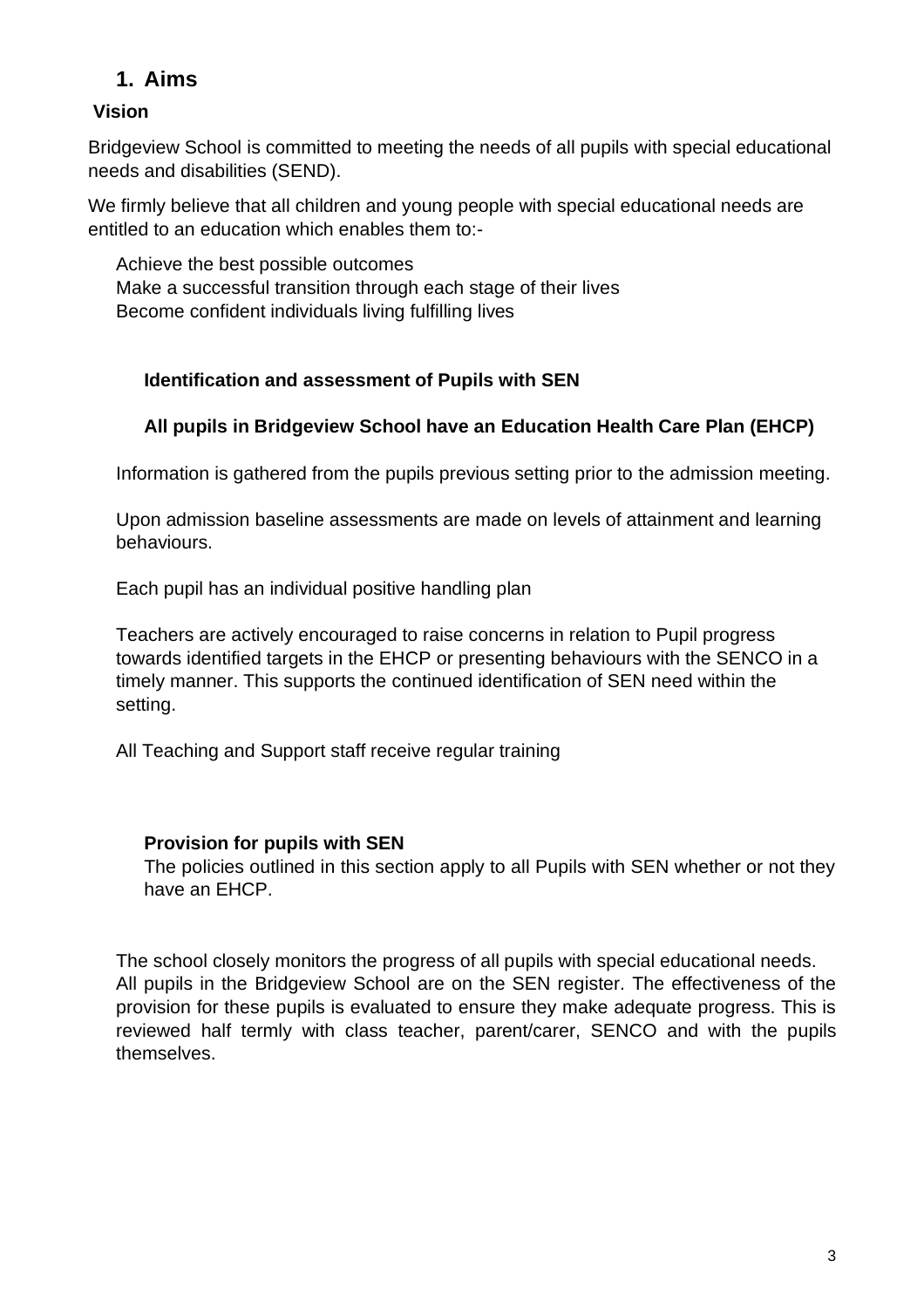## 1. Aims

### Vision

Bridgeview School is committed to meeting the needs of all pupils with special educational needs and disabilities (SEND).

We firmly believe that all children and young people with special educational needs are entitled to an education which enables them to:-

Achieve the best possible outcomes
Make a successful transition through each stage of their lives
Become confident individuals living fulfilling lives

### Identification and assessment of Pupils with SEN

**All pupils in Bridgeview School have an Education Health Care Plan (EHCP)**

Information is gathered from the pupils previous setting prior to the admission meeting.

Upon admission baseline assessments are made on levels of attainment and learning behaviours.

Each pupil has an individual positive handling plan

Teachers are actively encouraged to raise concerns in relation to Pupil progress towards identified targets in the EHCP or presenting behaviours with the SENCO in a timely manner. This supports the continued identification of SEN need within the setting.

All Teaching and Support staff receive regular training

### Provision for pupils with SEN

The policies outlined in this section apply to all Pupils with SEN whether or not they have an EHCP.

The school closely monitors the progress of all pupils with special educational needs. All pupils in the Bridgeview School are on the SEN register. The effectiveness of the provision for these pupils is evaluated to ensure they make adequate progress. This is reviewed half termly with class teacher, parent/carer, SENCO and with the pupils themselves.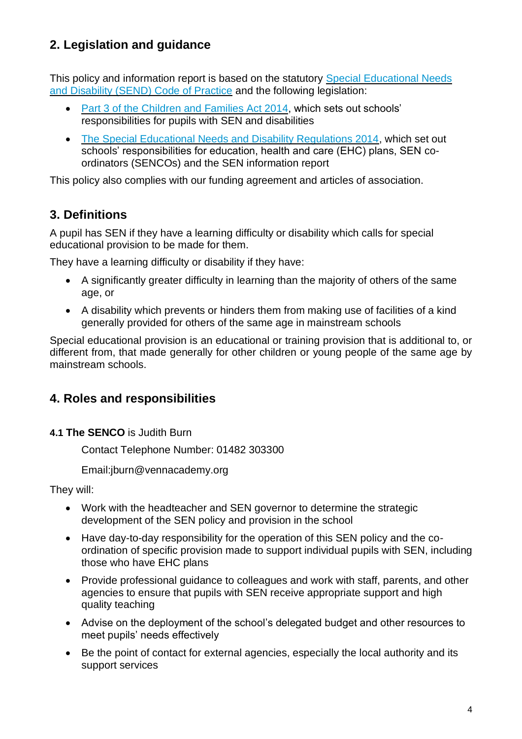## 2. Legislation and guidance

This policy and information report is based on the statutory [Special Educational Needs and Disability (SEND) Code of Practice] and the following legislation:

- [Part 3 of the Children and Families Act 2014], which sets out schools' responsibilities for pupils with SEN and disabilities
- [The Special Educational Needs and Disability Regulations 2014], which set out schools' responsibilities for education, health and care (EHC) plans, SEN co-ordinators (SENCOs) and the SEN information report

This policy also complies with our funding agreement and articles of association.

## 3. Definitions

A pupil has SEN if they have a learning difficulty or disability which calls for special educational provision to be made for them.

They have a learning difficulty or disability if they have:

- A significantly greater difficulty in learning than the majority of others of the same age, or
- A disability which prevents or hinders them from making use of facilities of a kind generally provided for others of the same age in mainstream schools

Special educational provision is an educational or training provision that is additional to, or different from, that made generally for other children or young people of the same age by mainstream schools.

## 4. Roles and responsibilities

**4.1 The SENCO** is Judith Burn

Contact Telephone Number: 01482 303300

Email:jburn@vennacademy.org

They will:

- Work with the headteacher and SEN governor to determine the strategic development of the SEN policy and provision in the school
- Have day-to-day responsibility for the operation of this SEN policy and the co-ordination of specific provision made to support individual pupils with SEN, including those who have EHC plans
- Provide professional guidance to colleagues and work with staff, parents, and other agencies to ensure that pupils with SEN receive appropriate support and high quality teaching
- Advise on the deployment of the school's delegated budget and other resources to meet pupils' needs effectively
- Be the point of contact for external agencies, especially the local authority and its support services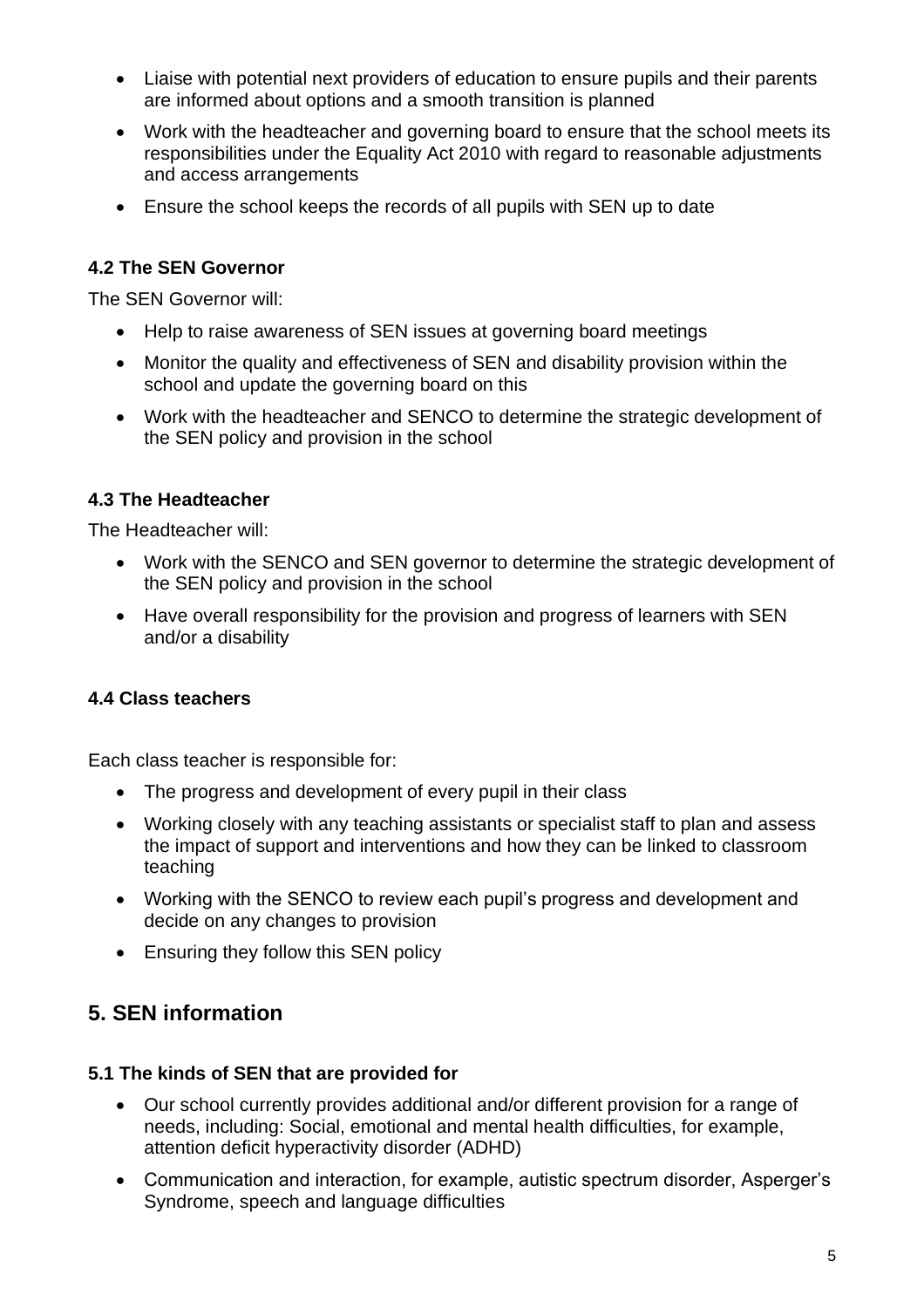- Liaise with potential next providers of education to ensure pupils and their parents are informed about options and a smooth transition is planned
- Work with the headteacher and governing board to ensure that the school meets its responsibilities under the Equality Act 2010 with regard to reasonable adjustments and access arrangements
- Ensure the school keeps the records of all pupils with SEN up to date

### 4.2 The SEN Governor

The SEN Governor will:

- Help to raise awareness of SEN issues at governing board meetings
- Monitor the quality and effectiveness of SEN and disability provision within the school and update the governing board on this
- Work with the headteacher and SENCO to determine the strategic development of the SEN policy and provision in the school

### 4.3 The Headteacher

The Headteacher will:

- Work with the SENCO and SEN governor to determine the strategic development of the SEN policy and provision in the school
- Have overall responsibility for the provision and progress of learners with SEN and/or a disability

### 4.4 Class teachers

Each class teacher is responsible for:

- The progress and development of every pupil in their class
- Working closely with any teaching assistants or specialist staff to plan and assess the impact of support and interventions and how they can be linked to classroom teaching
- Working with the SENCO to review each pupil's progress and development and decide on any changes to provision
- Ensuring they follow this SEN policy

## 5. SEN information

### 5.1 The kinds of SEN that are provided for

- Our school currently provides additional and/or different provision for a range of needs, including: Social, emotional and mental health difficulties, for example, attention deficit hyperactivity disorder (ADHD)
- Communication and interaction, for example, autistic spectrum disorder, Asperger's Syndrome, speech and language difficulties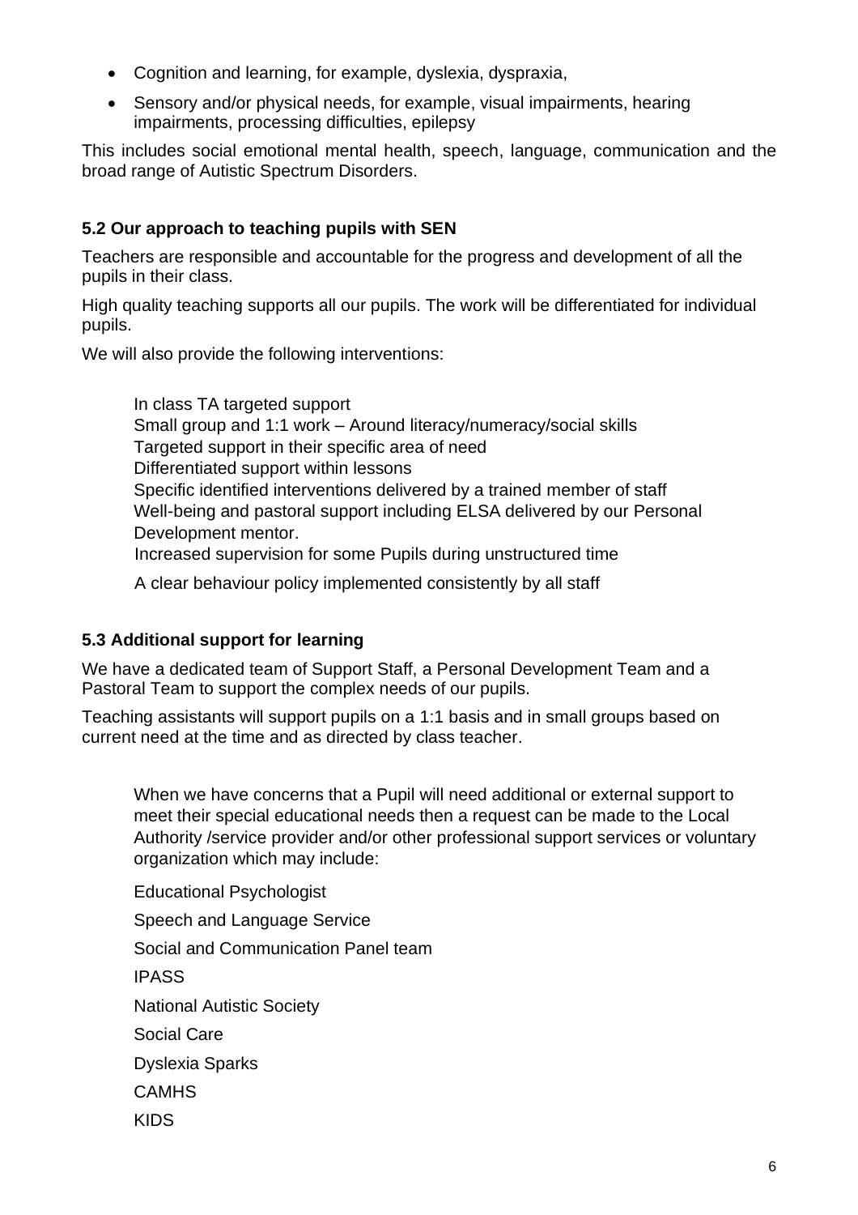- Cognition and learning, for example, dyslexia, dyspraxia,
- Sensory and/or physical needs, for example, visual impairments, hearing impairments, processing difficulties, epilepsy

This includes social emotional mental health, speech, language, communication and the broad range of Autistic Spectrum Disorders.

### 5.2 Our approach to teaching pupils with SEN

Teachers are responsible and accountable for the progress and development of all the pupils in their class.

High quality teaching supports all our pupils. The work will be differentiated for individual pupils.

We will also provide the following interventions:

In class TA targeted support
Small group and 1:1 work – Around literacy/numeracy/social skills
Targeted support in their specific area of need
Differentiated support within lessons
Specific identified interventions delivered by a trained member of staff
Well-being and pastoral support including ELSA delivered by our Personal Development mentor.
Increased supervision for some Pupils during unstructured time

A clear behaviour policy implemented consistently by all staff

### 5.3 Additional support for learning

We have a dedicated team of Support Staff, a Personal Development Team and a Pastoral Team to support the complex needs of our pupils.

Teaching assistants will support pupils on a 1:1 basis and in small groups based on current need at the time and as directed by class teacher.

When we have concerns that a Pupil will need additional or external support to meet their special educational needs then a request can be made to the Local Authority /service provider and/or other professional support services or voluntary organization which may include:

Educational Psychologist

Speech and Language Service

Social and Communication Panel team

IPASS

National Autistic Society

Social Care

Dyslexia Sparks

CAMHS

KIDS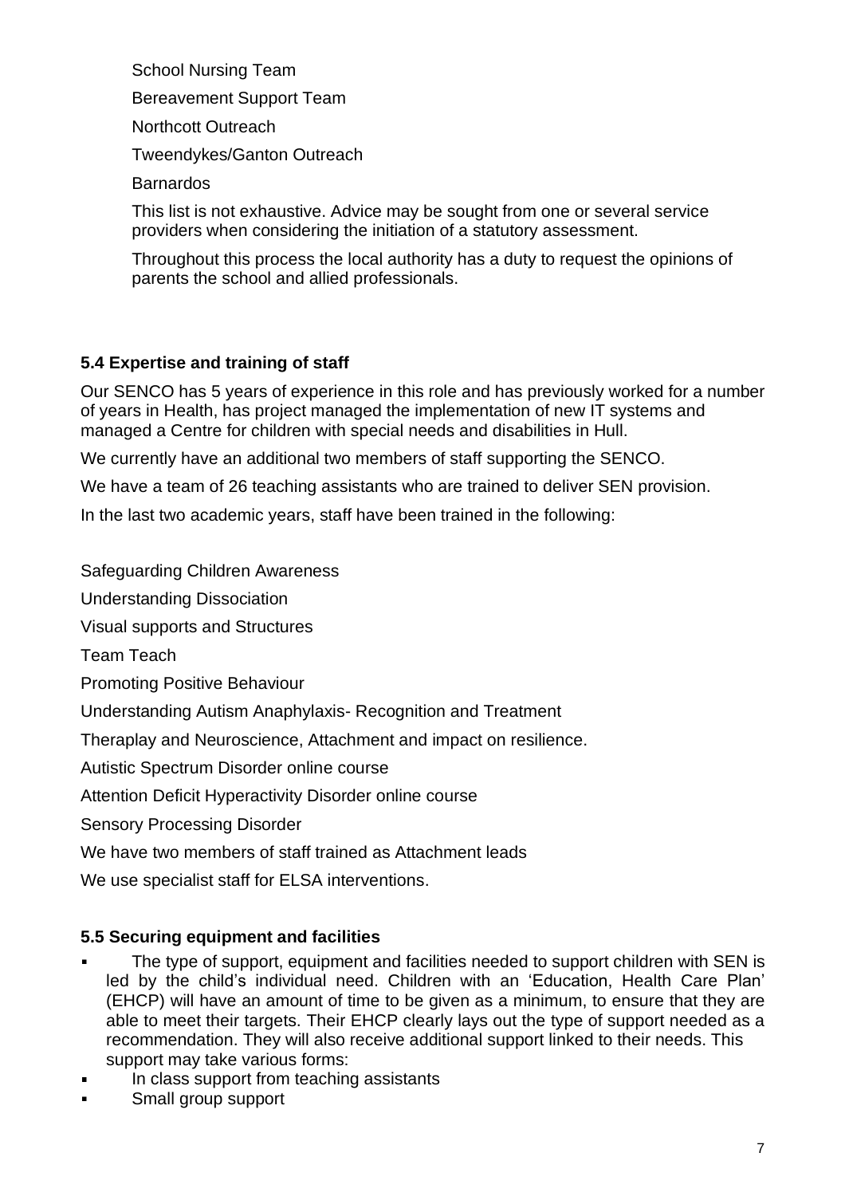School Nursing Team

Bereavement Support Team

Northcott Outreach

Tweendykes/Ganton Outreach

Barnardos

This list is not exhaustive. Advice may be sought from one or several service providers when considering the initiation of a statutory assessment.

Throughout this process the local authority has a duty to request the opinions of parents the school and allied professionals.

### 5.4 Expertise and training of staff

Our SENCO has 5 years of experience in this role and has previously worked for a number of years in Health, has project managed the implementation of new IT systems and managed a Centre for children with special needs and disabilities in Hull.

We currently have an additional two members of staff supporting the SENCO.

We have a team of 26 teaching assistants who are trained to deliver SEN provision.

In the last two academic years, staff have been trained in the following:

Safeguarding Children Awareness

Understanding Dissociation

Visual supports and Structures

Team Teach

Promoting Positive Behaviour

Understanding Autism Anaphylaxis- Recognition and Treatment

Theraplay and Neuroscience, Attachment and impact on resilience.

Autistic Spectrum Disorder online course

Attention Deficit Hyperactivity Disorder online course

Sensory Processing Disorder

We have two members of staff trained as Attachment leads

We use specialist staff for ELSA interventions.

### 5.5 Securing equipment and facilities

- The type of support, equipment and facilities needed to support children with SEN is led by the child's individual need. Children with an 'Education, Health Care Plan' (EHCP) will have an amount of time to be given as a minimum, to ensure that they are able to meet their targets. Their EHCP clearly lays out the type of support needed as a recommendation. They will also receive additional support linked to their needs. This support may take various forms:
- In class support from teaching assistants
- Small group support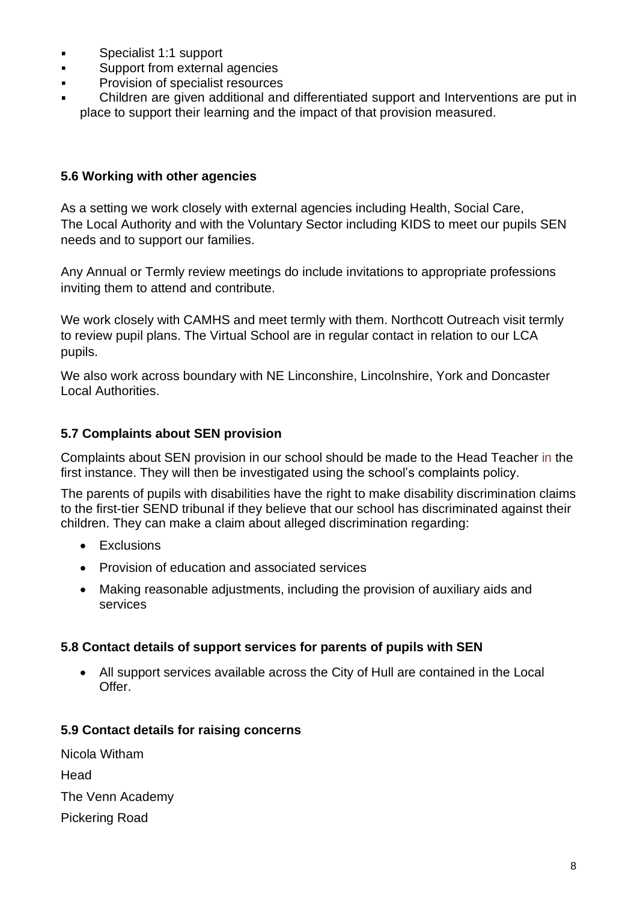- Specialist 1:1 support
- Support from external agencies
- Provision of specialist resources
- Children are given additional and differentiated support and Interventions are put in place to support their learning and the impact of that provision measured.

### 5.6 Working with other agencies

As a setting we work closely with external agencies including Health, Social Care, The Local Authority and with the Voluntary Sector including KIDS to meet our pupils SEN needs and to support our families.

Any Annual or Termly review meetings do include invitations to appropriate professions inviting them to attend and contribute.

We work closely with CAMHS and meet termly with them. Northcott Outreach visit termly to review pupil plans. The Virtual School are in regular contact in relation to our LCA pupils.

We also work across boundary with NE Linconshire, Lincolnshire, York and Doncaster Local Authorities.

### 5.7 Complaints about SEN provision

Complaints about SEN provision in our school should be made to the Head Teacher in the first instance. They will then be investigated using the school's complaints policy.

The parents of pupils with disabilities have the right to make disability discrimination claims to the first-tier SEND tribunal if they believe that our school has discriminated against their children. They can make a claim about alleged discrimination regarding:

- Exclusions
- Provision of education and associated services
- Making reasonable adjustments, including the provision of auxiliary aids and services

### 5.8 Contact details of support services for parents of pupils with SEN

- All support services available across the City of Hull are contained in the Local Offer.

### 5.9 Contact details for raising concerns

Nicola Witham

Head

The Venn Academy

Pickering Road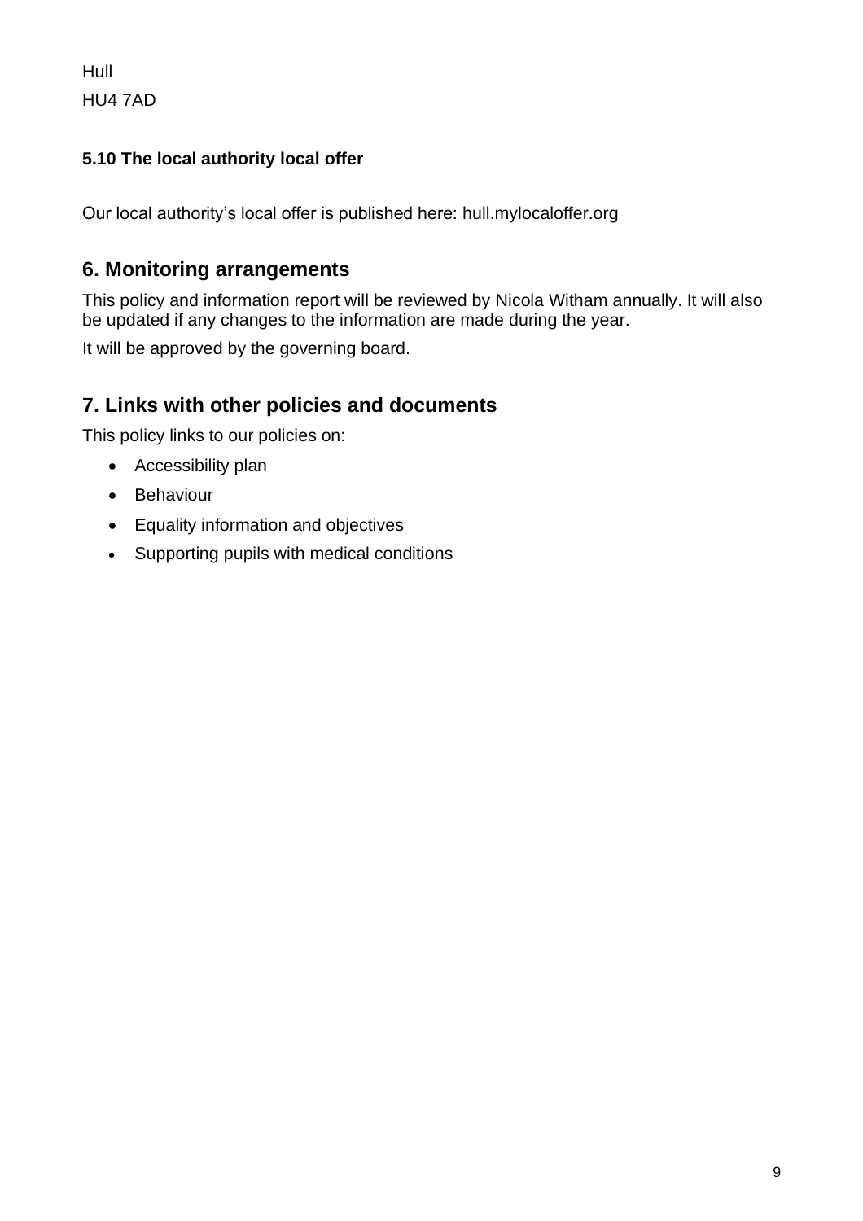Hull
HU4 7AD

**5.10 The local authority local offer**

Our local authority's local offer is published here: hull.mylocaloffer.org

## 6. Monitoring arrangements

This policy and information report will be reviewed by Nicola Witham annually. It will also be updated if any changes to the information are made during the year.

It will be approved by the governing board.

## 7. Links with other policies and documents

This policy links to our policies on:

- Accessibility plan
- Behaviour
- Equality information and objectives
- Supporting pupils with medical conditions